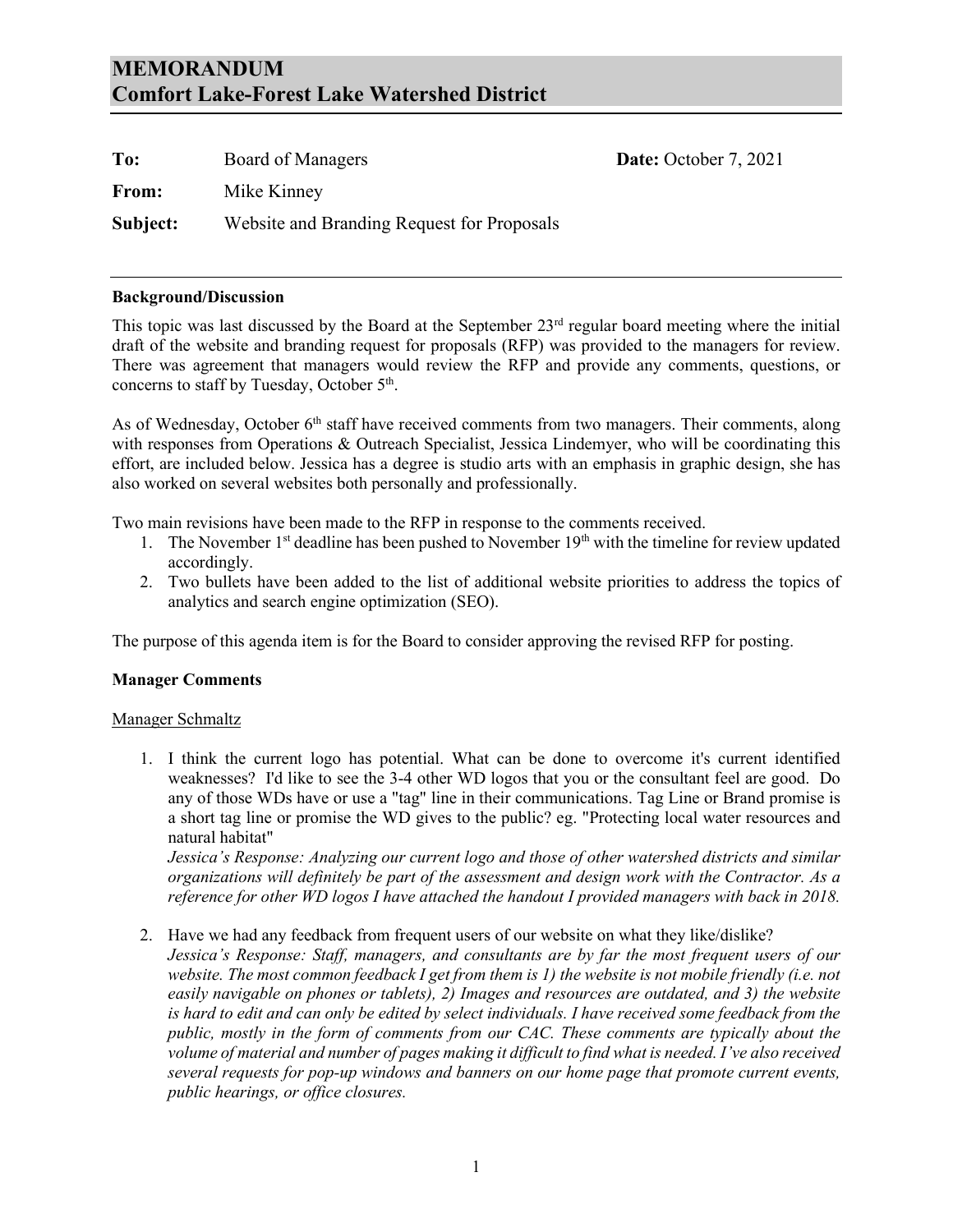# MEMORANDUM
# Comfort Lake-Forest Lake Watershed District

**To:** Board of Managers **Date:** October 7, 2021

**From:** Mike Kinney

**Subject:** Website and Branding Request for Proposals

---

**Background/Discussion**

This topic was last discussed by the Board at the September 23rd regular board meeting where the initial draft of the website and branding request for proposals (RFP) was provided to the managers for review. There was agreement that managers would review the RFP and provide any comments, questions, or concerns to staff by Tuesday, October 5th.

As of Wednesday, October 6th staff have received comments from two managers. Their comments, along with responses from Operations & Outreach Specialist, Jessica Lindemyer, who will be coordinating this effort, are included below. Jessica has a degree is studio arts with an emphasis in graphic design, she has also worked on several websites both personally and professionally.

Two main revisions have been made to the RFP in response to the comments received.

1. The November 1st deadline has been pushed to November 19th with the timeline for review updated accordingly.
2. Two bullets have been added to the list of additional website priorities to address the topics of analytics and search engine optimization (SEO).

The purpose of this agenda item is for the Board to consider approving the revised RFP for posting.

**Manager Comments**

Manager Schmaltz

1. I think the current logo has potential. What can be done to overcome it's current identified weaknesses? I'd like to see the 3-4 other WD logos that you or the consultant feel are good. Do any of those WDs have or use a "tag" line in their communications. Tag Line or Brand promise is a short tag line or promise the WD gives to the public? eg. "Protecting local water resources and natural habitat"
   *Jessica's Response: Analyzing our current logo and those of other watershed districts and similar organizations will definitely be part of the assessment and design work with the Contractor. As a reference for other WD logos I have attached the handout I provided managers with back in 2018.*

2. Have we had any feedback from frequent users of our website on what they like/dislike?
   *Jessica's Response: Staff, managers, and consultants are by far the most frequent users of our website. The most common feedback I get from them is 1) the website is not mobile friendly (i.e. not easily navigable on phones or tablets), 2) Images and resources are outdated, and 3) the website is hard to edit and can only be edited by select individuals. I have received some feedback from the public, mostly in the form of comments from our CAC. These comments are typically about the volume of material and number of pages making it difficult to find what is needed. I've also received several requests for pop-up windows and banners on our home page that promote current events, public hearings, or office closures.*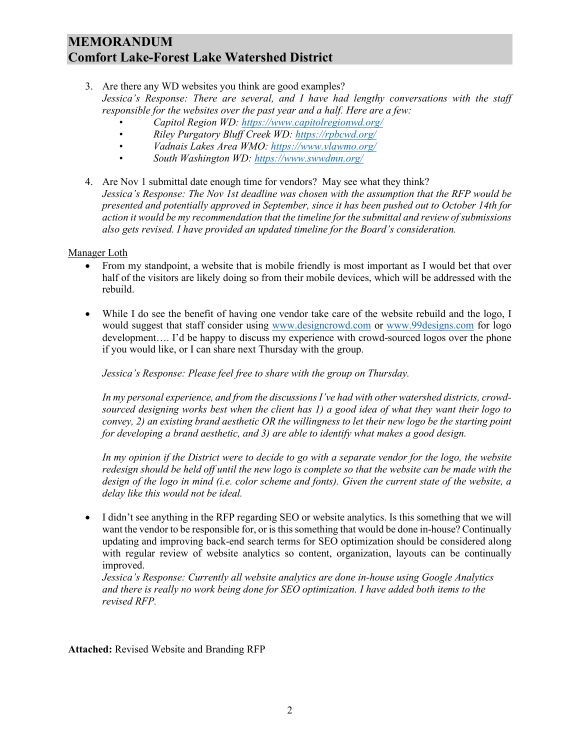# MEMORANDUM
# Comfort Lake-Forest Lake Watershed District

3. Are there any WD websites you think are good examples?
   *Jessica's Response: There are several, and I have had lengthy conversations with the staff responsible for the websites over the past year and a half. Here are a few:*
   - *Capitol Region WD: https://www.capitolregionwd.org/*
   - *Riley Purgatory Bluff Creek WD: https://rpbcwd.org/*
   - *Vadnais Lakes Area WMO: https://www.vlawmo.org/*
   - *South Washington WD: https://www.swwdmn.org/*

4. Are Nov 1 submittal date enough time for vendors? May see what they think?
   *Jessica's Response: The Nov 1st deadline was chosen with the assumption that the RFP would be presented and potentially approved in September, since it has been pushed out to October 14th for action it would be my recommendation that the timeline for the submittal and review of submissions also gets revised. I have provided an updated timeline for the Board's consideration.*

Manager Loth

- From my standpoint, a website that is mobile friendly is most important as I would bet that over half of the visitors are likely doing so from their mobile devices, which will be addressed with the rebuild.

- While I do see the benefit of having one vendor take care of the website rebuild and the logo, I would suggest that staff consider using www.designcrowd.com or www.99designs.com for logo development…. I'd be happy to discuss my experience with crowd-sourced logos over the phone if you would like, or I can share next Thursday with the group.

  *Jessica's Response: Please feel free to share with the group on Thursday.*

  *In my personal experience, and from the discussions I've had with other watershed districts, crowd-sourced designing works best when the client has 1) a good idea of what they want their logo to convey, 2) an existing brand aesthetic OR the willingness to let their new logo be the starting point for developing a brand aesthetic, and 3) are able to identify what makes a good design.*

  *In my opinion if the District were to decide to go with a separate vendor for the logo, the website redesign should be held off until the new logo is complete so that the website can be made with the design of the logo in mind (i.e. color scheme and fonts). Given the current state of the website, a delay like this would not be ideal.*

- I didn't see anything in the RFP regarding SEO or website analytics. Is this something that we will want the vendor to be responsible for, or is this something that would be done in-house? Continually updating and improving back-end search terms for SEO optimization should be considered along with regular review of website analytics so content, organization, layouts can be continually improved.
  *Jessica's Response: Currently all website analytics are done in-house using Google Analytics and there is really no work being done for SEO optimization. I have added both items to the revised RFP.*

**Attached:** Revised Website and Branding RFP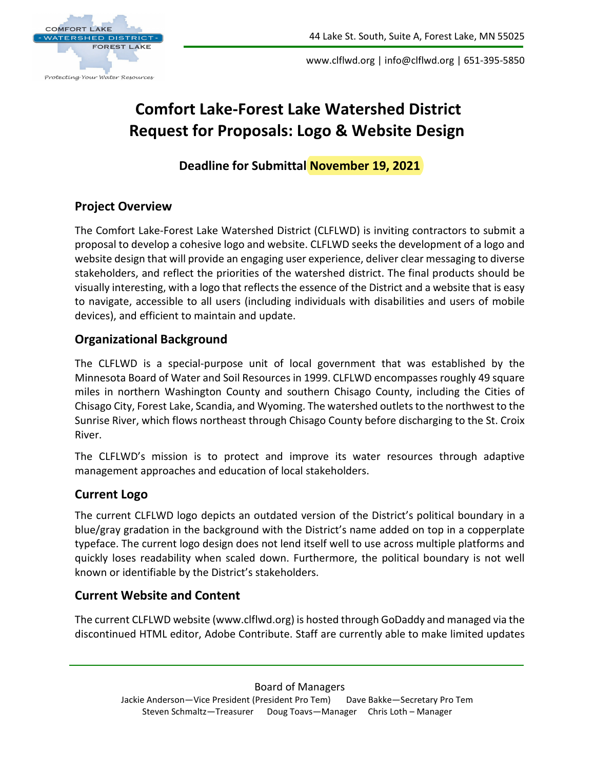# Comfort Lake-Forest Lake Watershed District Request for Proposals: Logo & Website Design

**Deadline for Submittal November 19, 2021**

## Project Overview

The Comfort Lake-Forest Lake Watershed District (CLFLWD) is inviting contractors to submit a proposal to develop a cohesive logo and website. CLFLWD seeks the development of a logo and website design that will provide an engaging user experience, deliver clear messaging to diverse stakeholders, and reflect the priorities of the watershed district. The final products should be visually interesting, with a logo that reflects the essence of the District and a website that is easy to navigate, accessible to all users (including individuals with disabilities and users of mobile devices), and efficient to maintain and update.

## Organizational Background

The CLFLWD is a special-purpose unit of local government that was established by the Minnesota Board of Water and Soil Resources in 1999. CLFLWD encompasses roughly 49 square miles in northern Washington County and southern Chisago County, including the Cities of Chisago City, Forest Lake, Scandia, and Wyoming. The watershed outlets to the northwest to the Sunrise River, which flows northeast through Chisago County before discharging to the St. Croix River.

The CLFLWD's mission is to protect and improve its water resources through adaptive management approaches and education of local stakeholders.

## Current Logo

The current CLFLWD logo depicts an outdated version of the District's political boundary in a blue/gray gradation in the background with the District's name added on top in a copperplate typeface. The current logo design does not lend itself well to use across multiple platforms and quickly loses readability when scaled down. Furthermore, the political boundary is not well known or identifiable by the District's stakeholders.

## Current Website and Content

The current CLFLWD website (www.clflwd.org) is hosted through GoDaddy and managed via the discontinued HTML editor, Adobe Contribute. Staff are currently able to make limited updates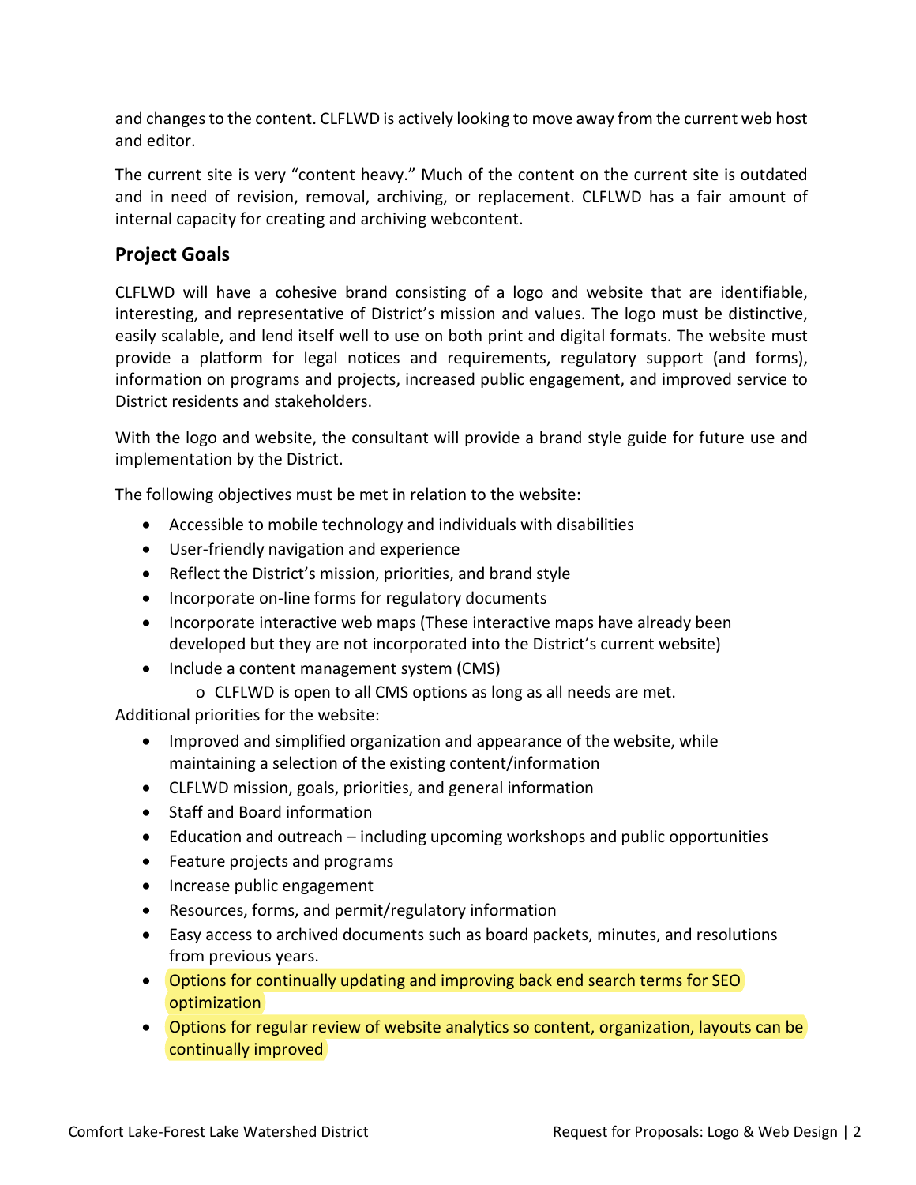and changes to the content. CLFLWD is actively looking to move away from the current web host and editor.

The current site is very "content heavy." Much of the content on the current site is outdated and in need of revision, removal, archiving, or replacement. CLFLWD has a fair amount of internal capacity for creating and archiving webcontent.

## Project Goals

CLFLWD will have a cohesive brand consisting of a logo and website that are identifiable, interesting, and representative of District's mission and values. The logo must be distinctive, easily scalable, and lend itself well to use on both print and digital formats. The website must provide a platform for legal notices and requirements, regulatory support (and forms), information on programs and projects, increased public engagement, and improved service to District residents and stakeholders.

With the logo and website, the consultant will provide a brand style guide for future use and implementation by the District.

The following objectives must be met in relation to the website:

- Accessible to mobile technology and individuals with disabilities
- User-friendly navigation and experience
- Reflect the District's mission, priorities, and brand style
- Incorporate on-line forms for regulatory documents
- Incorporate interactive web maps (These interactive maps have already been developed but they are not incorporated into the District's current website)
- Include a content management system (CMS)
    - CLFLWD is open to all CMS options as long as all needs are met.

Additional priorities for the website:

- Improved and simplified organization and appearance of the website, while maintaining a selection of the existing content/information
- CLFLWD mission, goals, priorities, and general information
- Staff and Board information
- Education and outreach – including upcoming workshops and public opportunities
- Feature projects and programs
- Increase public engagement
- Resources, forms, and permit/regulatory information
- Easy access to archived documents such as board packets, minutes, and resolutions from previous years.
- Options for continually updating and improving back end search terms for SEO optimization
- Options for regular review of website analytics so content, organization, layouts can be continually improved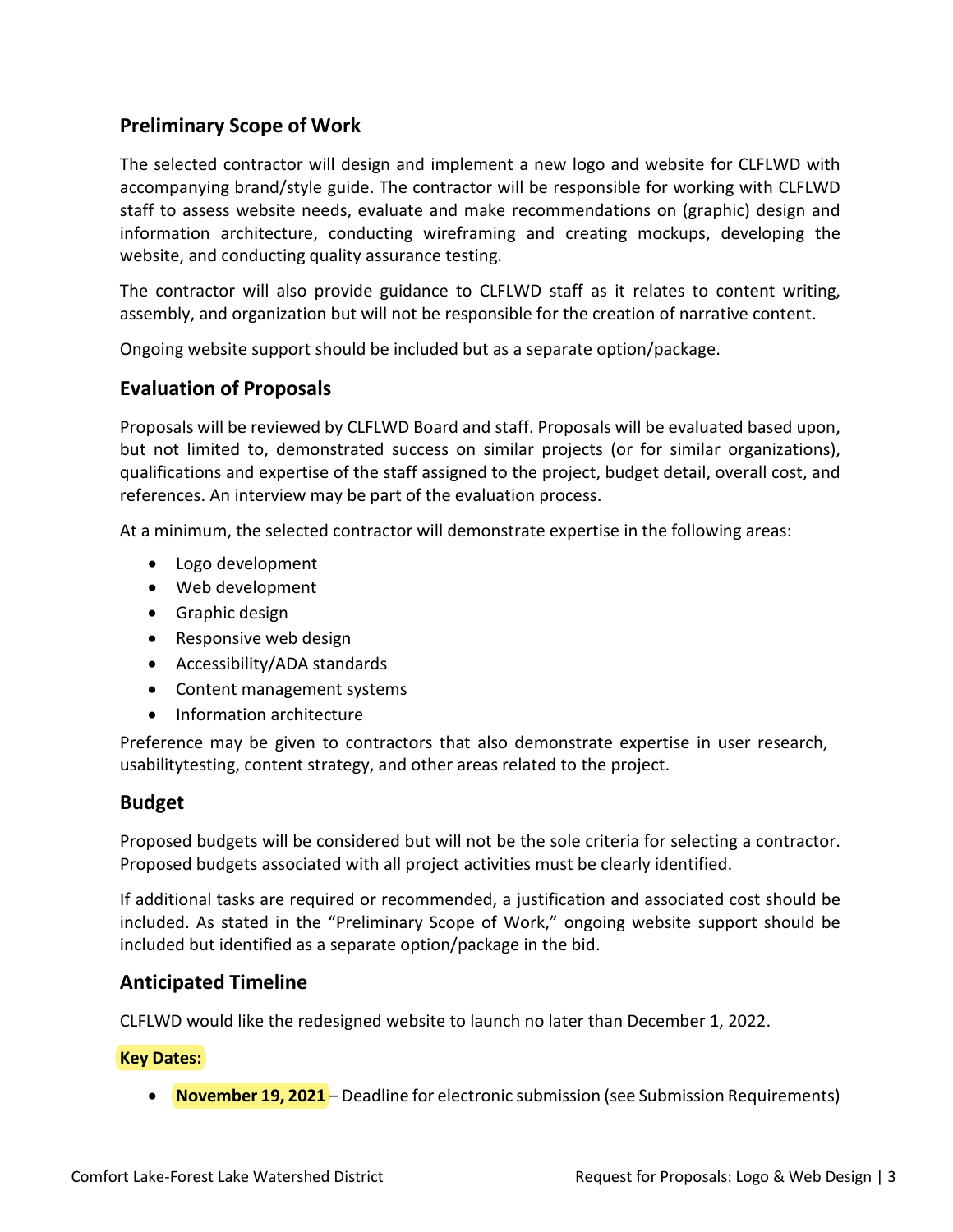## Preliminary Scope of Work

The selected contractor will design and implement a new logo and website for CLFLWD with accompanying brand/style guide. The contractor will be responsible for working with CLFLWD staff to assess website needs, evaluate and make recommendations on (graphic) design and information architecture, conducting wireframing and creating mockups, developing the website, and conducting quality assurance testing.

The contractor will also provide guidance to CLFLWD staff as it relates to content writing, assembly, and organization but will not be responsible for the creation of narrative content.

Ongoing website support should be included but as a separate option/package.

## Evaluation of Proposals

Proposals will be reviewed by CLFLWD Board and staff. Proposals will be evaluated based upon, but not limited to, demonstrated success on similar projects (or for similar organizations), qualifications and expertise of the staff assigned to the project, budget detail, overall cost, and references. An interview may be part of the evaluation process.

At a minimum, the selected contractor will demonstrate expertise in the following areas:

- Logo development
- Web development
- Graphic design
- Responsive web design
- Accessibility/ADA standards
- Content management systems
- Information architecture

Preference may be given to contractors that also demonstrate expertise in user research, usabilitytesting, content strategy, and other areas related to the project.

## Budget

Proposed budgets will be considered but will not be the sole criteria for selecting a contractor. Proposed budgets associated with all project activities must be clearly identified.

If additional tasks are required or recommended, a justification and associated cost should be included. As stated in the "Preliminary Scope of Work," ongoing website support should be included but identified as a separate option/package in the bid.

## Anticipated Timeline

CLFLWD would like the redesigned website to launch no later than December 1, 2022.

**Key Dates:**

- **November 19, 2021** – Deadline for electronic submission (see Submission Requirements)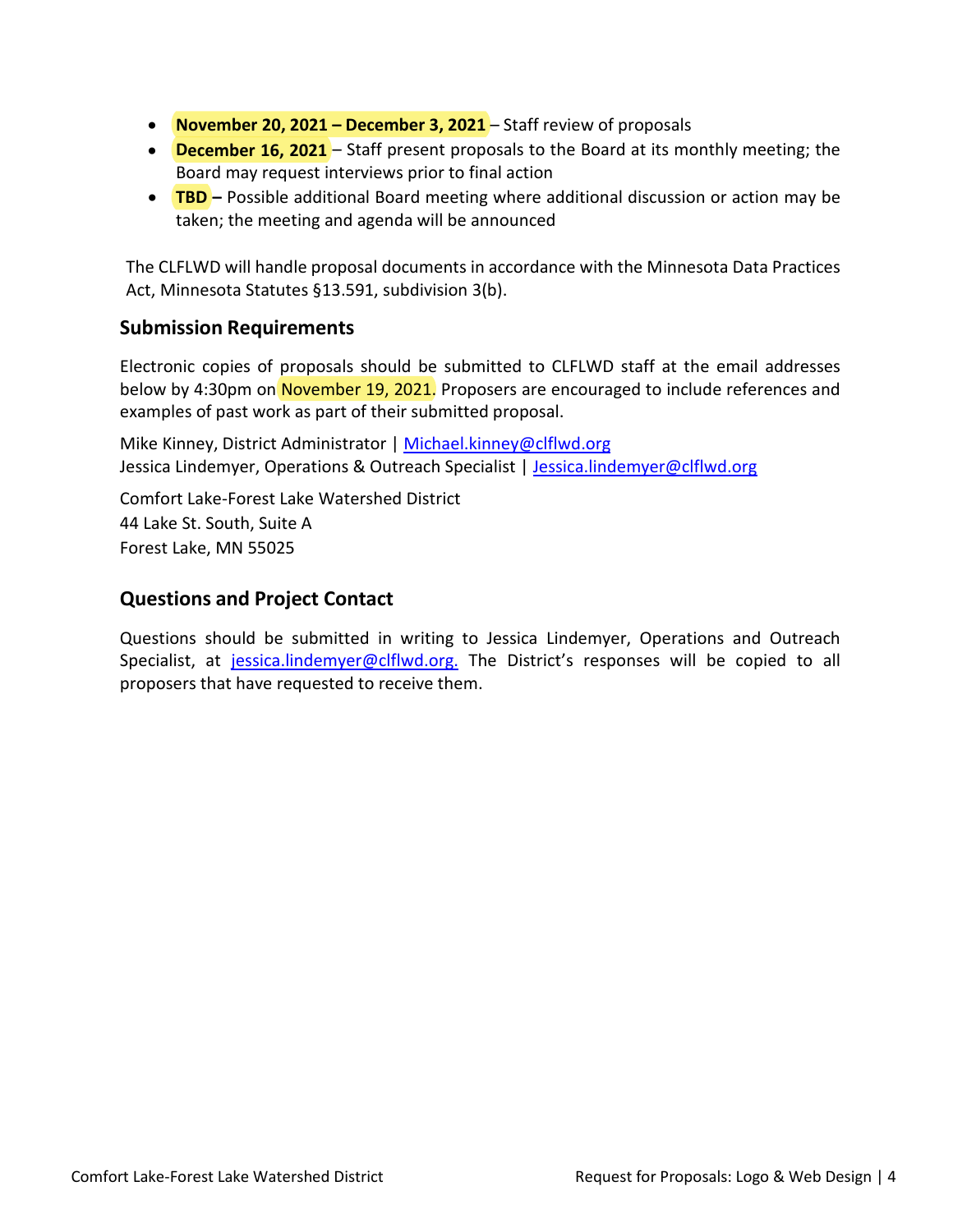- **November 20, 2021 – December 3, 2021** – Staff review of proposals
- **December 16, 2021** – Staff present proposals to the Board at its monthly meeting; the Board may request interviews prior to final action
- **TBD –** Possible additional Board meeting where additional discussion or action may be taken; the meeting and agenda will be announced

The CLFLWD will handle proposal documents in accordance with the Minnesota Data Practices Act, Minnesota Statutes §13.591, subdivision 3(b).

## Submission Requirements

Electronic copies of proposals should be submitted to CLFLWD staff at the email addresses below by 4:30pm on November 19, 2021. Proposers are encouraged to include references and examples of past work as part of their submitted proposal.

Mike Kinney, District Administrator | Michael.kinney@clflwd.org
Jessica Lindemyer, Operations & Outreach Specialist | Jessica.lindemyer@clflwd.org

Comfort Lake-Forest Lake Watershed District
44 Lake St. South, Suite A
Forest Lake, MN 55025

## Questions and Project Contact

Questions should be submitted in writing to Jessica Lindemyer, Operations and Outreach Specialist, at jessica.lindemyer@clflwd.org. The District's responses will be copied to all proposers that have requested to receive them.